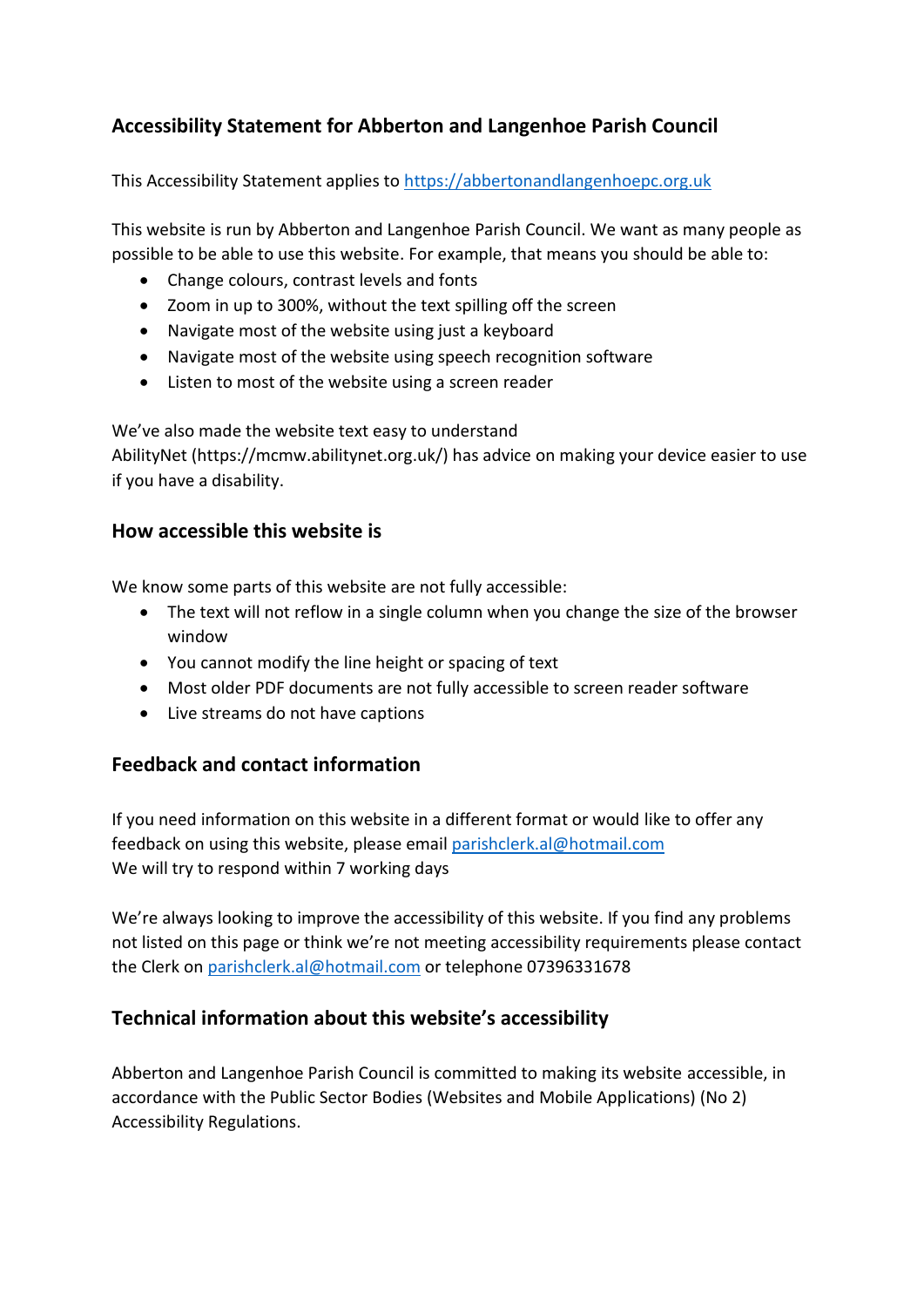# Accessibility Statement for Abberton and Langenhoe Parish Council

This Accessibility Statement applies to [https://abbertonandlangenhoepc.org.uk](https://abbertonandlangenhoepc.org.uk)

This website is run by Abberton and Langenhoe Parish Council. We want as many people as possible to be able to use this website. For example, that means you should be able to:

- Change colours, contrast levels and fonts
- Zoom in up to 300%, without the text spilling off the screen
- Navigate most of the website using just a keyboard
- Navigate most of the website using speech recognition software
- Listen to most of the website using a screen reader

We've also made the website text easy to understand
AbilityNet (https://mcmw.abilitynet.org.uk/) has advice on making your device easier to use if you have a disability.

## How accessible this website is

We know some parts of this website are not fully accessible:

- The text will not reflow in a single column when you change the size of the browser window
- You cannot modify the line height or spacing of text
- Most older PDF documents are not fully accessible to screen reader software
- Live streams do not have captions

## Feedback and contact information

If you need information on this website in a different format or would like to offer any feedback on using this website, please email [parishclerk.al@hotmail.com](mailto:parishclerk.al@hotmail.com)
We will try to respond within 7 working days

We're always looking to improve the accessibility of this website. If you find any problems not listed on this page or think we're not meeting accessibility requirements please contact the Clerk on [parishclerk.al@hotmail.com](mailto:parishclerk.al@hotmail.com) or telephone 07396331678

## Technical information about this website's accessibility

Abberton and Langenhoe Parish Council is committed to making its website accessible, in accordance with the Public Sector Bodies (Websites and Mobile Applications) (No 2) Accessibility Regulations.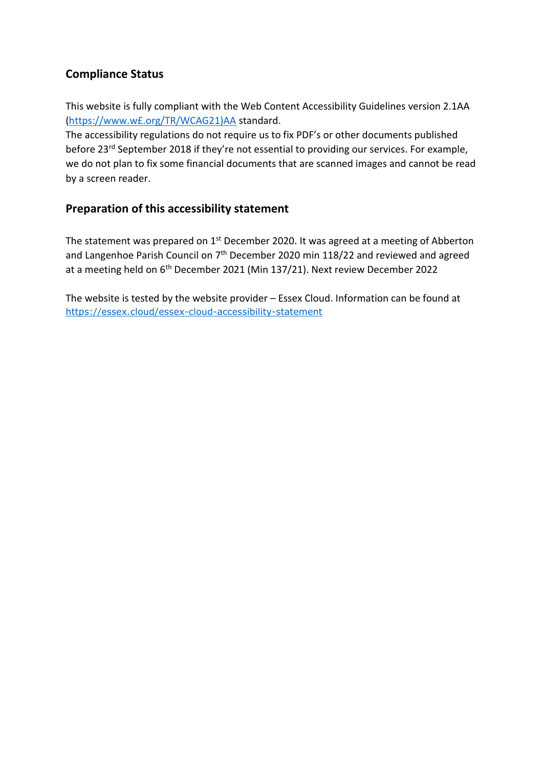## Compliance Status

This website is fully compliant with the Web Content Accessibility Guidelines version 2.1AA ([https://www.w£.org/TR/WCAG21)AA](https://www.w£.org/TR/WCAG21)AA) standard.
The accessibility regulations do not require us to fix PDF's or other documents published before 23rd September 2018 if they're not essential to providing our services. For example, we do not plan to fix some financial documents that are scanned images and cannot be read by a screen reader.

## Preparation of this accessibility statement

The statement was prepared on 1st December 2020. It was agreed at a meeting of Abberton and Langenhoe Parish Council on 7th December 2020 min 118/22 and reviewed and agreed at a meeting held on 6th December 2021 (Min 137/21). Next review December 2022

The website is tested by the website provider – Essex Cloud. Information can be found at [https://essex.cloud/essex-cloud-accessibility-statement](https://essex.cloud/essex-cloud-accessibility-statement)